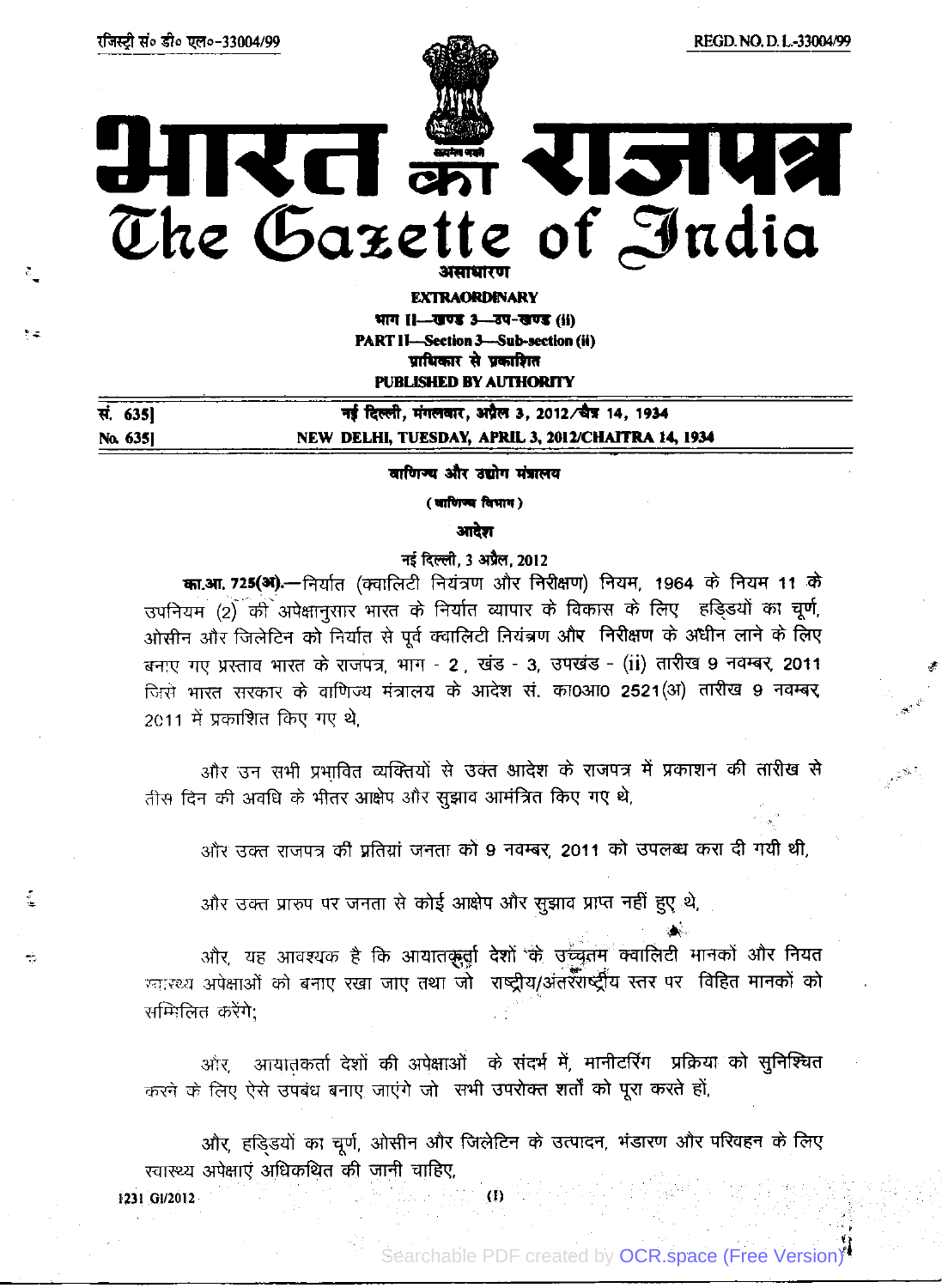रजिस्ट्री सं० डी० एल०-33004/99 REGD. NO. D. L.-33004/99

# भारत का राजपत्र
# The Gazette of India

**असाधारण**

**EXTRAORDINARY**

**भाग II—खण्ड 3—उप-खण्ड (ii)**

**PART II—Section 3—Sub-section (ii)**

**प्राधिकार से प्रकाशित**

**PUBLISHED BY AUTHORITY**

| सं. 635] | नई दिल्ली, मंगलवार, अप्रैल 3, 2012/चैत्र 14, 1934 |
|---|---|
| No. 635] | NEW DELHI, TUESDAY, APRIL 3, 2012/CHAITRA 14, 1934 |

**वाणिज्य और उद्योग मंत्रालय**

**(वाणिज्य विभाग)**

**आदेश**

नई दिल्ली, 3 अप्रैल, 2012

**का.आ. 725(अ).**—निर्यात (क्वालिटी नियंत्रण और निरीक्षण) नियम, 1964 के नियम 11 के उपनियम (2) की अपेक्षानुसार भारत के निर्यात व्यापार के विकास के लिए हड्डियों का चूर्ण, ओसीन और जिलेटिन को निर्यात से पूर्व क्वालिटी नियंत्रण और निरीक्षण के अधीन लाने के लिए बनाए गए प्रस्ताव भारत के राजपत्र, भाग - 2, खंड - 3, उपखंड - (ii) तारीख 9 नवम्बर, 2011 जिसे भारत सरकार के वाणिज्य मंत्रालय के आदेश सं. का0आ0 2521(अ) तारीख 9 नवम्बर, 2011 में प्रकाशित किए गए थे,

और उन सभी प्रभावित व्यक्तियों से उक्त आदेश के राजपत्र में प्रकाशन की तारीख से तीस दिन की अवधि के भीतर आक्षेप और सुझाव आमंत्रित किए गए थे,

और उक्त राजपत्र की प्रतियां जनता को 9 नवम्बर, 2011 को उपलब्ध करा दी गयी थी,

और उक्त प्रारुप पर जनता से कोई आक्षेप और सुझाव प्राप्त नहीं हुए थे,

और, यह आवश्यक है कि आयातकर्ता देशों के उच्चतम क्वालिटी मानकों और नियत स्वास्थ्य अपेक्षाओं को बनाए रखा जाए तथा जो राष्ट्रीय/अंतर्राष्ट्रीय स्तर पर विहित मानकों को सम्मिलित करेंगे;

और, आयातकर्ता देशों की अपेक्षाओं के संदर्भ में, मानीटरिंग प्रक्रिया को सुनिश्चित करने के लिए ऐसे उपबंध बनाए जाएंगे जो सभी उपरोक्त शर्तों को पूरा करते हों,

और, हड्डियों का चूर्ण, ओसीन और जिलेटिन के उत्पादन, भंडारण और परिवहन के लिए स्वास्थ्य अपेक्षाएं अधिकथित की जानी चाहिए,

1231 GI/2012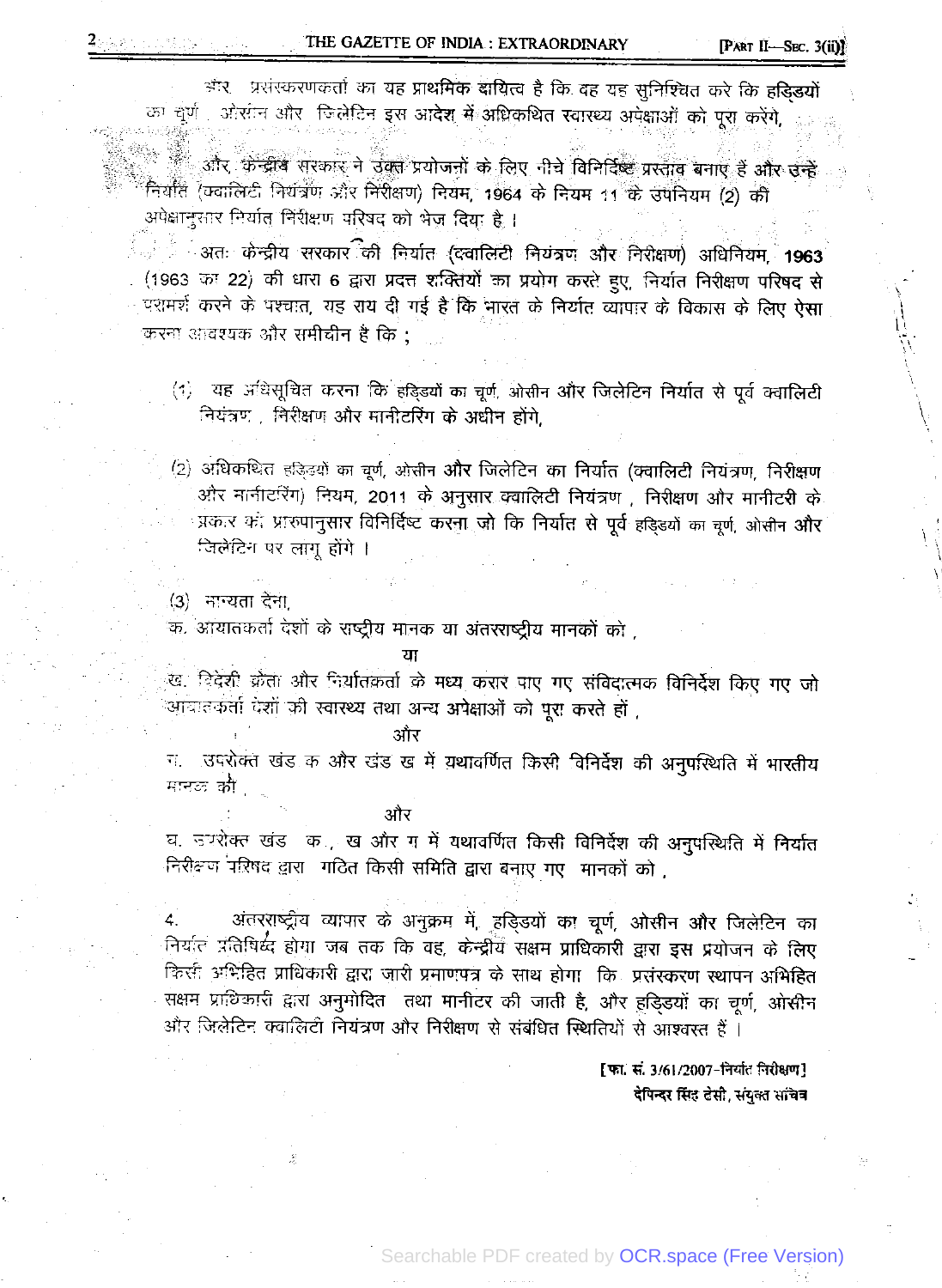और प्रसंस्करणकर्ता का यह प्राथमिक दायित्व है कि वह यह सुनिश्चित करे कि हड्डियों का चूर्ण, ओसीन और जिलेटिन इस आदेश में अधिकथित स्वास्थ्य अपेक्षाओं को पूरा करेंगे,

और, केन्द्रीय सरकार ने उक्त प्रयोजनों के लिए नीचे विनिर्दिष्ट प्रस्ताव बनाए हैं और उन्हें निर्यात (क्वालिटी नियंत्रण और निरीक्षण) नियम, 1964 के नियम 11 के उपनियम (2) की अपेक्षानुसार निर्यात निरीक्षण परिषद को भेज दिया है।

अतः केन्द्रीय सरकार की निर्यात (क्वालिटी नियंत्रण और निरीक्षण) अधिनियम, 1963 (1963 का 22) की धारा 6 द्वारा प्रदत्त शक्तियों का प्रयोग करते हुए, निर्यात निरीक्षण परिषद से परामर्श करने के पश्चात, यह राय दी गई है कि भारत के निर्यात व्यापार के विकास के लिए ऐसा करना आवश्यक और समीचीन है कि ;

(1) यह अधिसूचित करना कि हड्डियों का चूर्ण, ओसीन और जिलेटिन निर्यात से पूर्व क्वालिटी नियंत्रण , निरीक्षण और मानीटरिंग के अधीन होंगे,

(2) अधिकथित हड्डियों का चूर्ण, ओसीन और जिलेटिन का निर्यात (क्वालिटी नियंत्रण, निरीक्षण और मानीटरिंग) नियम, 2011 के अनुसार क्वालिटी नियंत्रण , निरीक्षण और मानीटरी के प्रकार को प्रारुपानुसार विनिर्दिष्ट करना जो कि निर्यात से पूर्व हड्डियों का चूर्ण, ओसीन और जिलेटिन पर लागू होंगे ।

(3) मान्यता देना,

क. आयातकर्ता देशों के राष्ट्रीय मानक या अंतरराष्ट्रीय मानकों को ,

या

ख. विदेशी क्रेता और निर्यातकर्ता के मध्य करार पाए गए संविदात्मक विनिर्देश किए गए जो आयातकर्ता देशों की स्वास्थ्य तथा अन्य अपेक्षाओं को पूरा करते हों ,

और

ग. उपरोक्त खंड क और खंड ख में यथावर्णित किसी विनिर्देश की अनुपस्थिति में भारतीय मानक को ,

और

घ. उपरोक्त खंड क , ख और ग में यथावर्णित किसी विनिर्देश की अनुपस्थिति में निर्यात निरीक्षण परिषद द्वारा गठित किसी समिति द्वारा बनाए गए मानकों को ,

4. अंतरराष्ट्रीय व्यापार के अनुक्रम में, हड्डियों का चूर्ण, ओसीन और जिलेटिन का निर्यात प्रतिषिद्ध होगा जब तक कि वह, केन्द्रीय सक्षम प्राधिकारी द्वारा इस प्रयोजन के लिए किसी अभिहित प्राधिकारी द्वारा जारी प्रमाणपत्र के साथ होगा कि प्रसंस्करण स्थापन अभिहित सक्षम प्राधिकारी द्वारा अनुमोदित तथा मानीटर की जाती है, और हड्डियों का चूर्ण, ओसीन और जिलेटिन क्वालिटी नियंत्रण और निरीक्षण से संबंधित स्थितियों से आश्वस्त हैं ।

[फा. सं. 3/61/2007-निर्यात निरीक्षण]

देपिन्दर सिंह टेसी, संयुक्त सचिव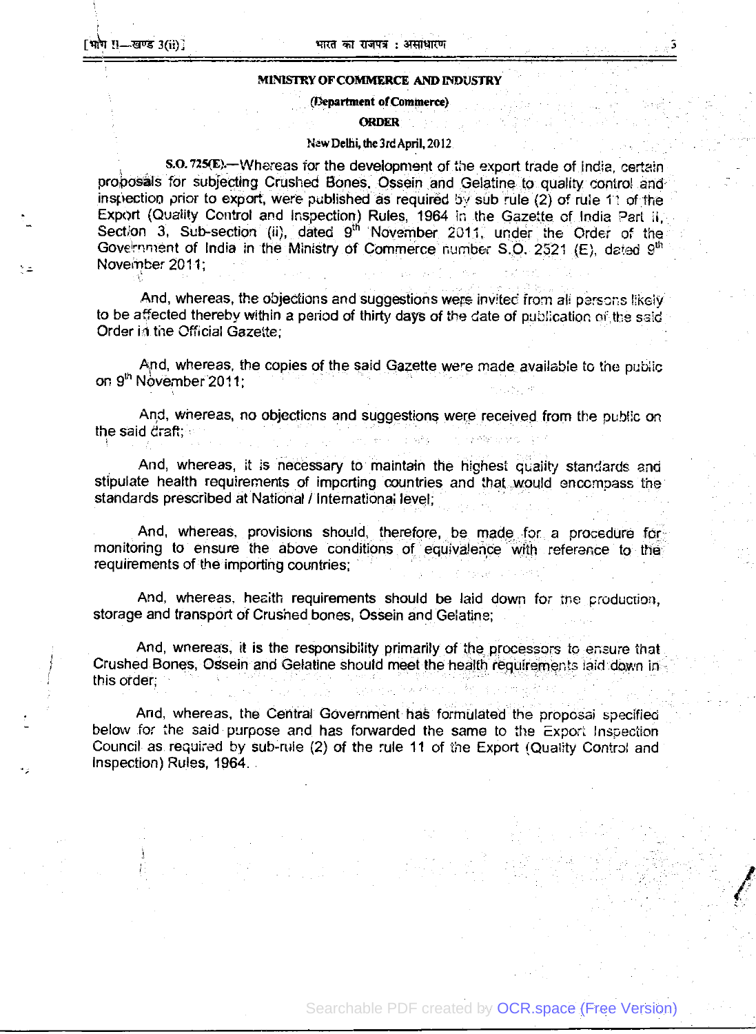**MINISTRY OF COMMERCE AND INDUSTRY**

**(Department of Commerce)**

**ORDER**

New Delhi, the 3rd April, 2012

**S.O. 725(E).**—Whereas for the development of the export trade of India, certain proposals for subjecting Crushed Bones, Ossein and Gelatine to quality control and inspection prior to export, were published as required by sub rule (2) of rule 11 of the Export (Quality Control and Inspection) Rules, 1964 in the Gazette of India Part II, Section 3, Sub-section (ii), dated 9th November 2011, under the Order of the Government of India in the Ministry of Commerce number S.O. 2521 (E), dated 9th November 2011;

And, whereas, the objections and suggestions were invited from all persons likely to be affected thereby within a period of thirty days of the date of publication of the said Order in the Official Gazette;

And, whereas, the copies of the said Gazette were made available to the public on 9th November 2011;

And, whereas, no objections and suggestions were received from the public on the said draft;

And, whereas, it is necessary to maintain the highest quality standards and stipulate health requirements of importing countries and that would encompass the standards prescribed at National / International level;

And, whereas, provisions should, therefore, be made for a procedure for monitoring to ensure the above conditions of equivalence with reference to the requirements of the importing countries;

And, whereas, health requirements should be laid down for the production, storage and transport of Crushed bones, Ossein and Gelatine;

And, whereas, it is the responsibility primarily of the processors to ensure that Crushed Bones, Ossein and Gelatine should meet the health requirements laid down in this order;

And, whereas, the Central Government has formulated the proposal specified below for the said purpose and has forwarded the same to the Export Inspection Council as required by sub-rule (2) of the rule 11 of the Export (Quality Control and Inspection) Rules, 1964.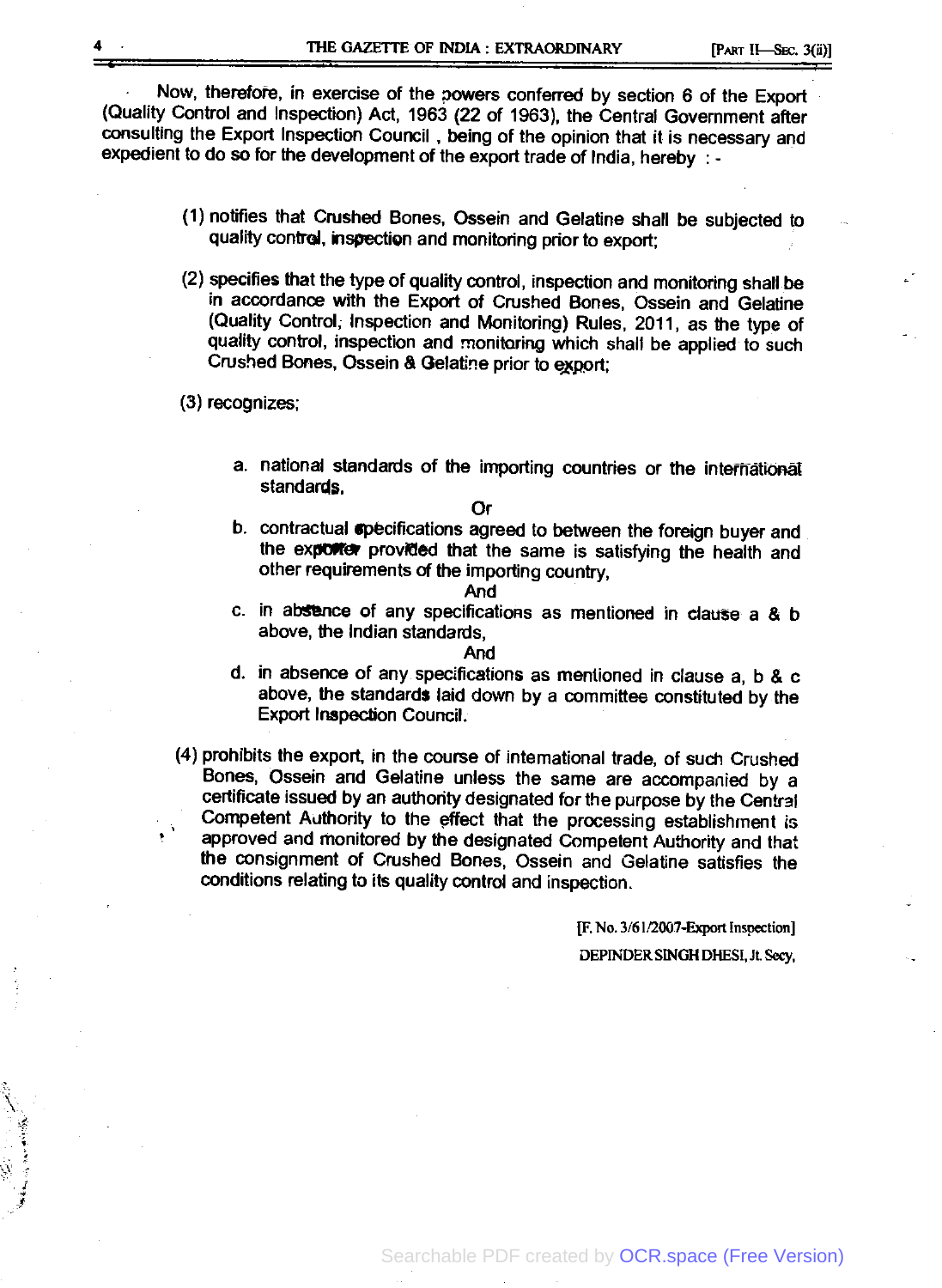Now, therefore, in exercise of the powers conferred by section 6 of the Export (Quality Control and Inspection) Act, 1963 (22 of 1963), the Central Government after consulting the Export Inspection Council , being of the opinion that it is necessary and expedient to do so for the development of the export trade of India, hereby : -

(1) notifies that Crushed Bones, Ossein and Gelatine shall be subjected to quality control, inspection and monitoring prior to export;

(2) specifies that the type of quality control, inspection and monitoring shall be in accordance with the Export of Crushed Bones, Ossein and Gelatine (Quality Control, Inspection and Monitoring) Rules, 2011, as the type of quality control, inspection and monitoring which shall be applied to such Crushed Bones, Ossein & Gelatine prior to export;

(3) recognizes;

a. national standards of the importing countries or the international standards.

Or

b. contractual specifications agreed to between the foreign buyer and the exporter provided that the same is satisfying the health and other requirements of the importing country,

And

c. in absence of any specifications as mentioned in clause a & b above, the Indian standards,

And

d. in absence of any specifications as mentioned in clause a, b & c above, the standards laid down by a committee constituted by the Export Inspection Council.

(4) prohibits the export, in the course of international trade, of such Crushed Bones, Ossein and Gelatine unless the same are accompanied by a certificate issued by an authority designated for the purpose by the Central Competent Authority to the effect that the processing establishment is approved and monitored by the designated Competent Authority and that the consignment of Crushed Bones, Ossein and Gelatine satisfies the conditions relating to its quality control and inspection.

[F. No. 3/61/2007-Export Inspection]

DEPINDER SINGH DHESI, Jt. Secy.